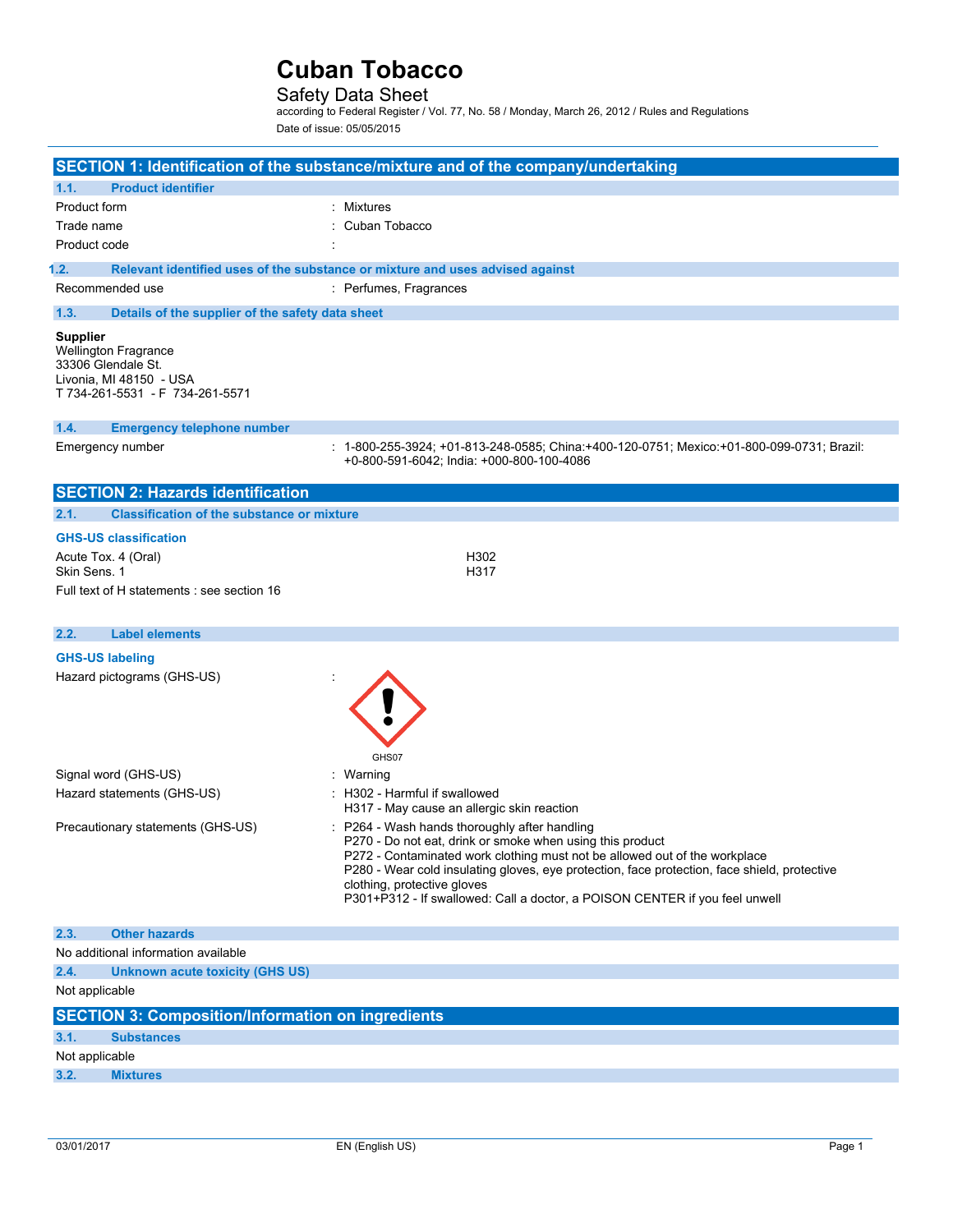# Cuban Tobacco

## Safety Data Sheet

according to Federal Register / Vol. 77, No. 58 / Monday, March 26, 2012 / Rules and Regulations

Date of issue: 05/05/2015

## SECTION 1: Identification of the substance/mixture and of the company/undertaking

### 1.1. Product identifier

| | |
|---|---|
| Product form | : Mixtures |
| Trade name | : Cuban Tobacco |
| Product code | : |

### 1.2. Relevant identified uses of the substance or mixture and uses advised against

| | |
|---|---|
| Recommended use | : Perfumes, Fragrances |

### 1.3. Details of the supplier of the safety data sheet

**Supplier**
Wellington Fragrance
33306 Glendale St.
Livonia, MI 48150 - USA
T 734-261-5531 - F 734-261-5571

### 1.4. Emergency telephone number

| | |
|---|---|
| Emergency number | : 1-800-255-3924; +01-813-248-0585; China:+400-120-0751; Mexico:+01-800-099-0731; Brazil: +0-800-591-6042; India: +000-800-100-4086 |

## SECTION 2: Hazards identification

### 2.1. Classification of the substance or mixture

**GHS-US classification**

| | |
|---|---|
| Acute Tox. 4 (Oral) | H302 |
| Skin Sens. 1 | H317 |

Full text of H statements : see section 16

### 2.2. Label elements

**GHS-US labeling**

Hazard pictograms (GHS-US) :

GHS07

| | |
|---|---|
| Signal word (GHS-US) | : Warning |
| Hazard statements (GHS-US) | : H302 - Harmful if swallowed<br>H317 - May cause an allergic skin reaction |
| Precautionary statements (GHS-US) | : P264 - Wash hands thoroughly after handling<br>P270 - Do not eat, drink or smoke when using this product<br>P272 - Contaminated work clothing must not be allowed out of the workplace<br>P280 - Wear cold insulating gloves, eye protection, face protection, face shield, protective clothing, protective gloves<br>P301+P312 - If swallowed: Call a doctor, a POISON CENTER if you feel unwell |

### 2.3. Other hazards

No additional information available

### 2.4. Unknown acute toxicity (GHS US)

Not applicable

## SECTION 3: Composition/Information on ingredients

### 3.1. Substances

Not applicable

### 3.2. Mixtures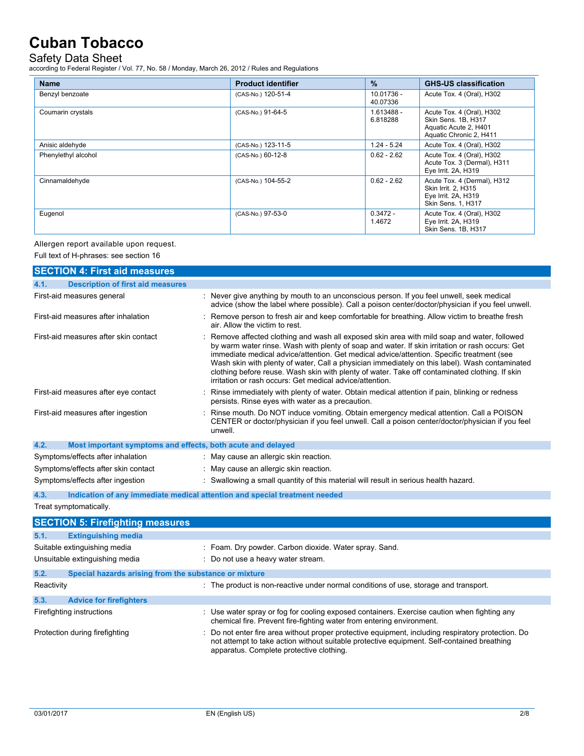| Name | Product identifier | % | GHS-US classification |
|---|---|---|---|
| Benzyl benzoate | (CAS-No.) 120-51-4 | 10.01736 - 40.07336 | Acute Tox. 4 (Oral), H302 |
| Coumarin crystals | (CAS-No.) 91-64-5 | 1.613488 - 6.818288 | Acute Tox. 4 (Oral), H302<br>Skin Sens. 1B, H317<br>Aquatic Acute 2, H401<br>Aquatic Chronic 2, H411 |
| Anisic aldehyde | (CAS-No.) 123-11-5 | 1.24 - 5.24 | Acute Tox. 4 (Oral), H302 |
| Phenylethyl alcohol | (CAS-No.) 60-12-8 | 0.62 - 2.62 | Acute Tox. 4 (Oral), H302<br>Acute Tox. 3 (Dermal), H311<br>Eye Irrit. 2A, H319 |
| Cinnamaldehyde | (CAS-No.) 104-55-2 | 0.62 - 2.62 | Acute Tox. 4 (Dermal), H312<br>Skin Irrit. 2, H315<br>Eye Irrit. 2A, H319<br>Skin Sens. 1, H317 |
| Eugenol | (CAS-No.) 97-53-0 | 0.3472 - 1.4672 | Acute Tox. 4 (Oral), H302<br>Eye Irrit. 2A, H319<br>Skin Sens. 1B, H317 |

Allergen report available upon request.

Full text of H-phrases: see section 16

## SECTION 4: First aid measures

### 4.1. Description of first aid measures

First-aid measures general : Never give anything by mouth to an unconscious person. If you feel unwell, seek medical advice (show the label where possible). Call a poison center/doctor/physician if you feel unwell.

First-aid measures after inhalation : Remove person to fresh air and keep comfortable for breathing. Allow victim to breathe fresh air. Allow the victim to rest.

First-aid measures after skin contact : Remove affected clothing and wash all exposed skin area with mild soap and water, followed by warm water rinse. Wash with plenty of soap and water. If skin irritation or rash occurs: Get immediate medical advice/attention. Get medical advice/attention. Specific treatment (see Wash skin with plenty of water, Call a physician immediately on this label). Wash contaminated clothing before reuse. Wash skin with plenty of water. Take off contaminated clothing. If skin irritation or rash occurs: Get medical advice/attention.

First-aid measures after eye contact : Rinse immediately with plenty of water. Obtain medical attention if pain, blinking or redness persists. Rinse eyes with water as a precaution.

First-aid measures after ingestion : Rinse mouth. Do NOT induce vomiting. Obtain emergency medical attention. Call a POISON CENTER or doctor/physician if you feel unwell. Call a poison center/doctor/physician if you feel unwell.

### 4.2. Most important symptoms and effects, both acute and delayed

Symptoms/effects after inhalation : May cause an allergic skin reaction.

Symptoms/effects after skin contact : May cause an allergic skin reaction.

Symptoms/effects after ingestion : Swallowing a small quantity of this material will result in serious health hazard.

### 4.3. Indication of any immediate medical attention and special treatment needed

Treat symptomatically.

## SECTION 5: Firefighting measures

### 5.1. Extinguishing media

Suitable extinguishing media : Foam. Dry powder. Carbon dioxide. Water spray. Sand.

Unsuitable extinguishing media : Do not use a heavy water stream.

### 5.2. Special hazards arising from the substance or mixture

Reactivity : The product is non-reactive under normal conditions of use, storage and transport.

### 5.3. Advice for firefighters

Firefighting instructions : Use water spray or fog for cooling exposed containers. Exercise caution when fighting any chemical fire. Prevent fire-fighting water from entering environment.

Protection during firefighting : Do not enter fire area without proper protective equipment, including respiratory protection. Do not attempt to take action without suitable protective equipment. Self-contained breathing apparatus. Complete protective clothing.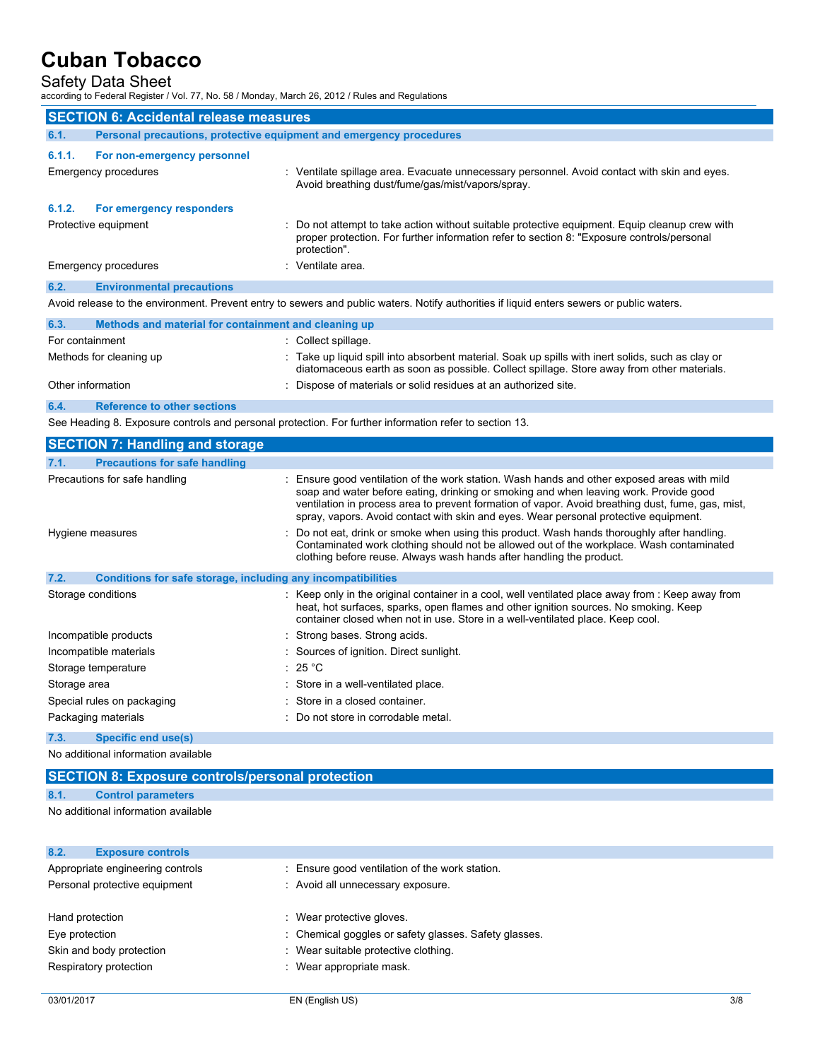## SECTION 6: Accidental release measures

### 6.1. Personal precautions, protective equipment and emergency procedures

#### 6.1.1. For non-emergency personnel

| | |
|---|---|
| Emergency procedures | : Ventilate spillage area. Evacuate unnecessary personnel. Avoid contact with skin and eyes. Avoid breathing dust/fume/gas/mist/vapors/spray. |

#### 6.1.2. For emergency responders

| | |
|---|---|
| Protective equipment | : Do not attempt to take action without suitable protective equipment. Equip cleanup crew with proper protection. For further information refer to section 8: "Exposure controls/personal protection". |
| Emergency procedures | : Ventilate area. |

### 6.2. Environmental precautions

Avoid release to the environment. Prevent entry to sewers and public waters. Notify authorities if liquid enters sewers or public waters.

### 6.3. Methods and material for containment and cleaning up

| | |
|---|---|
| For containment | : Collect spillage. |
| Methods for cleaning up | : Take up liquid spill into absorbent material. Soak up spills with inert solids, such as clay or diatomaceous earth as soon as possible. Collect spillage. Store away from other materials. |
| Other information | : Dispose of materials or solid residues at an authorized site. |

### 6.4. Reference to other sections

See Heading 8. Exposure controls and personal protection. For further information refer to section 13.

## SECTION 7: Handling and storage

### 7.1. Precautions for safe handling

| | |
|---|---|
| Precautions for safe handling | : Ensure good ventilation of the work station. Wash hands and other exposed areas with mild soap and water before eating, drinking or smoking and when leaving work. Provide good ventilation in process area to prevent formation of vapor. Avoid breathing dust, fume, gas, mist, spray, vapors. Avoid contact with skin and eyes. Wear personal protective equipment. |
| Hygiene measures | : Do not eat, drink or smoke when using this product. Wash hands thoroughly after handling. Contaminated work clothing should not be allowed out of the workplace. Wash contaminated clothing before reuse. Always wash hands after handling the product. |

### 7.2. Conditions for safe storage, including any incompatibilities

| | |
|---|---|
| Storage conditions | : Keep only in the original container in a cool, well ventilated place away from : Keep away from heat, hot surfaces, sparks, open flames and other ignition sources. No smoking. Keep container closed when not in use. Store in a well-ventilated place. Keep cool. |
| Incompatible products | : Strong bases. Strong acids. |
| Incompatible materials | : Sources of ignition. Direct sunlight. |
| Storage temperature | : 25 °C |
| Storage area | : Store in a well-ventilated place. |
| Special rules on packaging | : Store in a closed container. |
| Packaging materials | : Do not store in corrodable metal. |

### 7.3. Specific end use(s)

No additional information available

## SECTION 8: Exposure controls/personal protection

### 8.1. Control parameters

No additional information available

### 8.2. Exposure controls

| | |
|---|---|
| Appropriate engineering controls | : Ensure good ventilation of the work station. |
| Personal protective equipment | : Avoid all unnecessary exposure. |
| Hand protection | : Wear protective gloves. |
| Eye protection | : Chemical goggles or safety glasses. Safety glasses. |
| Skin and body protection | : Wear suitable protective clothing. |
| Respiratory protection | : Wear appropriate mask. |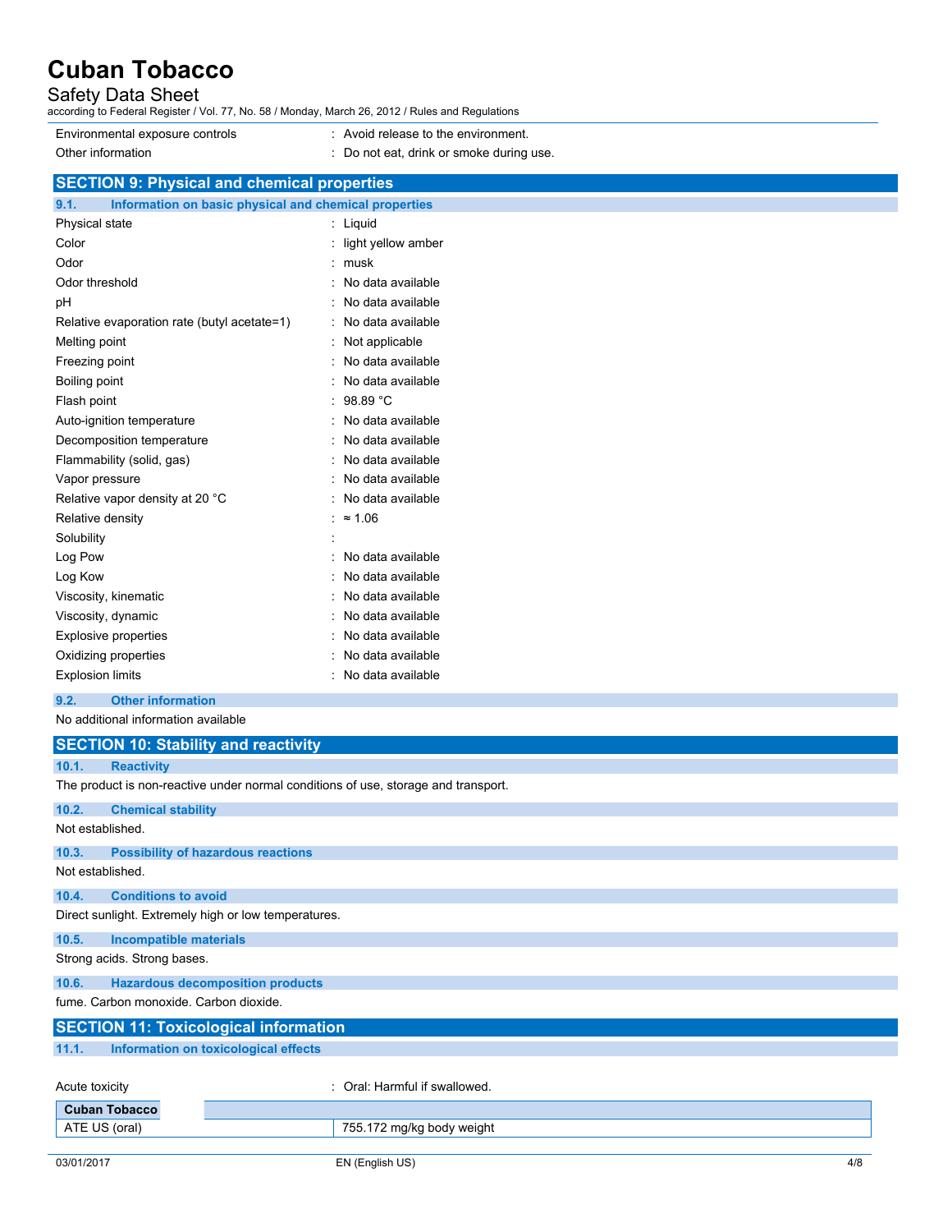| | |
|---|---|
| Environmental exposure controls | : Avoid release to the environment. |
| Other information | : Do not eat, drink or smoke during use. |

## SECTION 9: Physical and chemical properties

### 9.1. Information on basic physical and chemical properties

| | |
|---|---|
| Physical state | : Liquid |
| Color | : light yellow amber |
| Odor | : musk |
| Odor threshold | : No data available |
| pH | : No data available |
| Relative evaporation rate (butyl acetate=1) | : No data available |
| Melting point | : Not applicable |
| Freezing point | : No data available |
| Boiling point | : No data available |
| Flash point | : 98.89 °C |
| Auto-ignition temperature | : No data available |
| Decomposition temperature | : No data available |
| Flammability (solid, gas) | : No data available |
| Vapor pressure | : No data available |
| Relative vapor density at 20 °C | : No data available |
| Relative density | : ≈ 1.06 |
| Solubility | : |
| Log Pow | : No data available |
| Log Kow | : No data available |
| Viscosity, kinematic | : No data available |
| Viscosity, dynamic | : No data available |
| Explosive properties | : No data available |
| Oxidizing properties | : No data available |
| Explosion limits | : No data available |

### 9.2. Other information

No additional information available

## SECTION 10: Stability and reactivity

### 10.1. Reactivity

The product is non-reactive under normal conditions of use, storage and transport.

### 10.2. Chemical stability

Not established.

### 10.3. Possibility of hazardous reactions

Not established.

### 10.4. Conditions to avoid

Direct sunlight. Extremely high or low temperatures.

### 10.5. Incompatible materials

Strong acids. Strong bases.

### 10.6. Hazardous decomposition products

fume. Carbon monoxide. Carbon dioxide.

## SECTION 11: Toxicological information

### 11.1. Information on toxicological effects

Acute toxicity : Oral: Harmful if swallowed.

| Cuban Tobacco | |
|---|---|
| ATE US (oral) | 755.172 mg/kg body weight |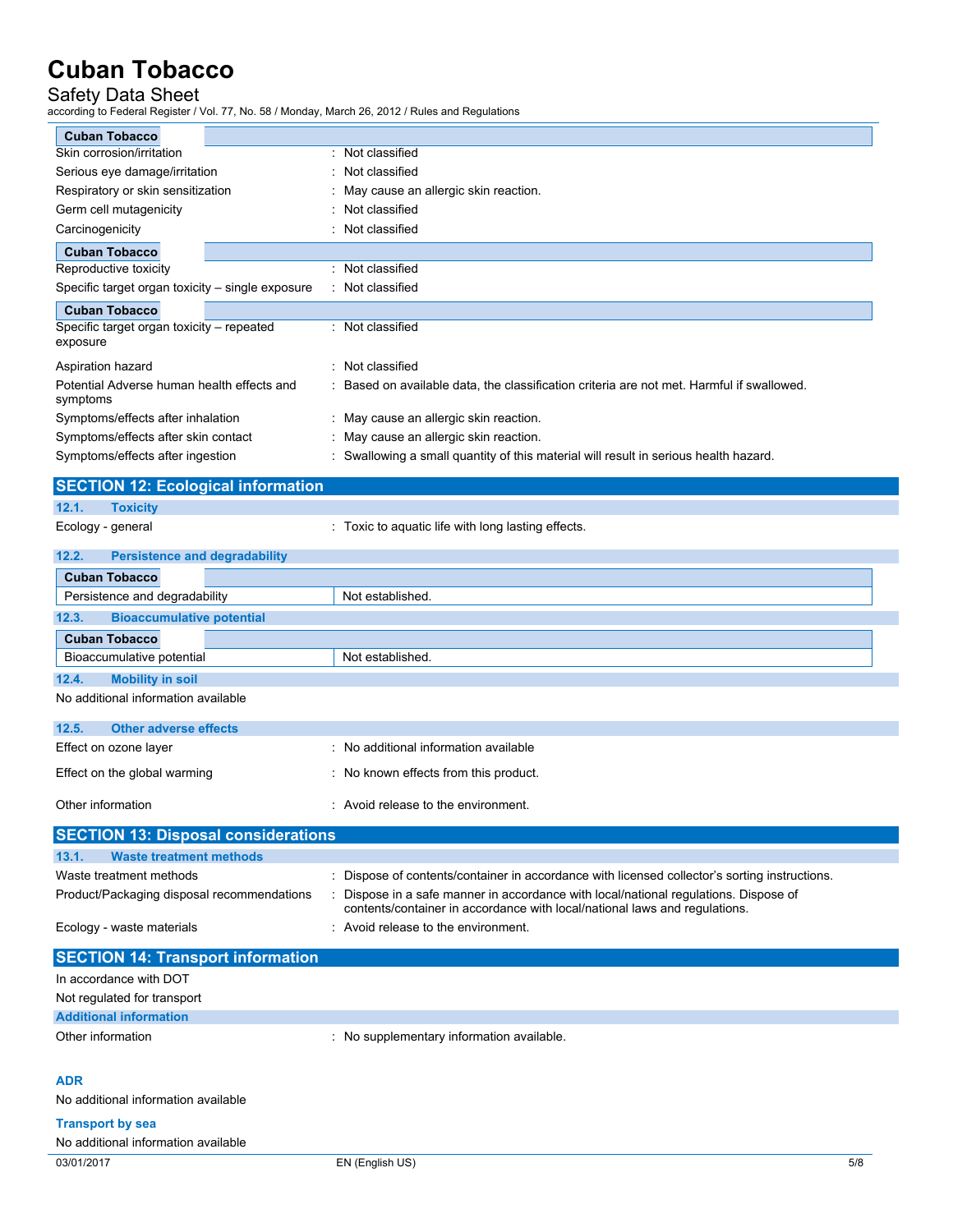| Cuban Tobacco | |
|---|---|
| Skin corrosion/irritation | : Not classified |
| Serious eye damage/irritation | : Not classified |
| Respiratory or skin sensitization | : May cause an allergic skin reaction. |
| Germ cell mutagenicity | : Not classified |
| Carcinogenicity | : Not classified |

| Cuban Tobacco | |
|---|---|
| Reproductive toxicity | : Not classified |
| Specific target organ toxicity – single exposure | : Not classified |

| Cuban Tobacco | |
|---|---|
| Specific target organ toxicity – repeated exposure | : Not classified |

| | |
|---|---|
| Aspiration hazard | : Not classified |
| Potential Adverse human health effects and symptoms | : Based on available data, the classification criteria are not met. Harmful if swallowed. |
| Symptoms/effects after inhalation | : May cause an allergic skin reaction. |
| Symptoms/effects after skin contact | : May cause an allergic skin reaction. |
| Symptoms/effects after ingestion | : Swallowing a small quantity of this material will result in serious health hazard. |

## SECTION 12: Ecological information

### 12.1. Toxicity

Ecology - general : Toxic to aquatic life with long lasting effects.

### 12.2. Persistence and degradability

| Cuban Tobacco | |
|---|---|
| Persistence and degradability | Not established. |

### 12.3. Bioaccumulative potential

| Cuban Tobacco | |
|---|---|
| Bioaccumulative potential | Not established. |

### 12.4. Mobility in soil

No additional information available

### 12.5. Other adverse effects

| | |
|---|---|
| Effect on ozone layer | : No additional information available |
| Effect on the global warming | : No known effects from this product. |
| Other information | : Avoid release to the environment. |

## SECTION 13: Disposal considerations

### 13.1. Waste treatment methods

| | |
|---|---|
| Waste treatment methods | : Dispose of contents/container in accordance with licensed collector's sorting instructions. |
| Product/Packaging disposal recommendations | : Dispose in a safe manner in accordance with local/national regulations. Dispose of contents/container in accordance with local/national laws and regulations. |
| Ecology - waste materials | : Avoid release to the environment. |

## SECTION 14: Transport information

In accordance with DOT

Not regulated for transport

### Additional information

Other information : No supplementary information available.

#### ADR

No additional information available

#### Transport by sea

No additional information available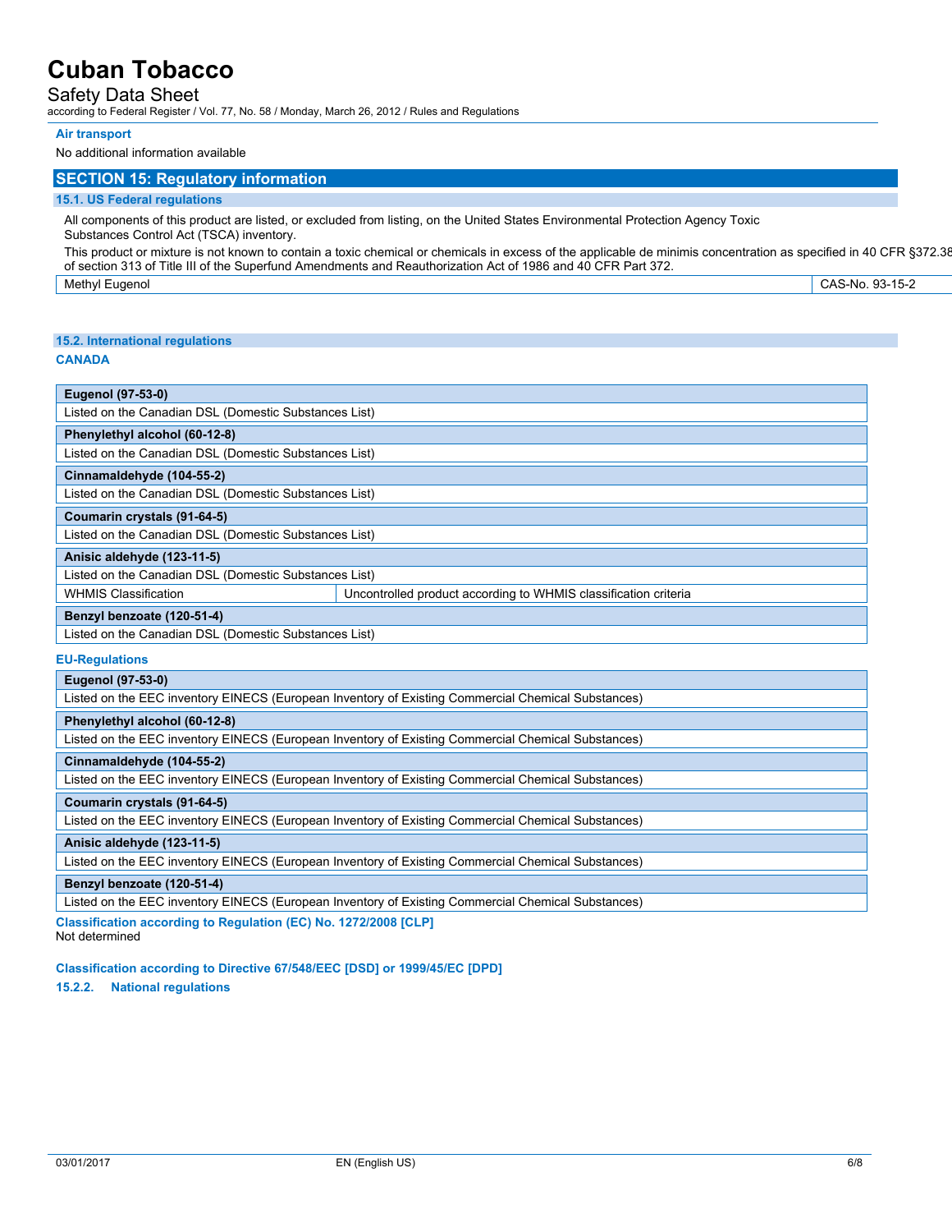**Air transport**

No additional information available

## SECTION 15: Regulatory information

### 15.1. US Federal regulations

All components of this product are listed, or excluded from listing, on the United States Environmental Protection Agency Toxic Substances Control Act (TSCA) inventory.

This product or mixture is not known to contain a toxic chemical or chemicals in excess of the applicable de minimis concentration as specified in 40 CFR §372.38 of section 313 of Title III of the Superfund Amendments and Reauthorization Act of 1986 and 40 CFR Part 372.

| Methyl Eugenol | CAS-No. 93-15-2 |
|---|---|

### 15.2. International regulations

**CANADA**

| **Eugenol (97-53-0)** | |
|---|---|
| Listed on the Canadian DSL (Domestic Substances List) | |
| **Phenylethyl alcohol (60-12-8)** | |
| Listed on the Canadian DSL (Domestic Substances List) | |
| **Cinnamaldehyde (104-55-2)** | |
| Listed on the Canadian DSL (Domestic Substances List) | |
| **Coumarin crystals (91-64-5)** | |
| Listed on the Canadian DSL (Domestic Substances List) | |
| **Anisic aldehyde (123-11-5)** | |
| Listed on the Canadian DSL (Domestic Substances List) | |
| WHMIS Classification | Uncontrolled product according to WHMIS classification criteria |
| **Benzyl benzoate (120-51-4)** | |
| Listed on the Canadian DSL (Domestic Substances List) | |

**EU-Regulations**

| **Eugenol (97-53-0)** |
|---|
| Listed on the EEC inventory EINECS (European Inventory of Existing Commercial Chemical Substances) |
| **Phenylethyl alcohol (60-12-8)** |
| Listed on the EEC inventory EINECS (European Inventory of Existing Commercial Chemical Substances) |
| **Cinnamaldehyde (104-55-2)** |
| Listed on the EEC inventory EINECS (European Inventory of Existing Commercial Chemical Substances) |
| **Coumarin crystals (91-64-5)** |
| Listed on the EEC inventory EINECS (European Inventory of Existing Commercial Chemical Substances) |
| **Anisic aldehyde (123-11-5)** |
| Listed on the EEC inventory EINECS (European Inventory of Existing Commercial Chemical Substances) |
| **Benzyl benzoate (120-51-4)** |
| Listed on the EEC inventory EINECS (European Inventory of Existing Commercial Chemical Substances) |

**Classification according to Regulation (EC) No. 1272/2008 [CLP]**

Not determined

**Classification according to Directive 67/548/EEC [DSD] or 1999/45/EC [DPD]**

#### 15.2.2. National regulations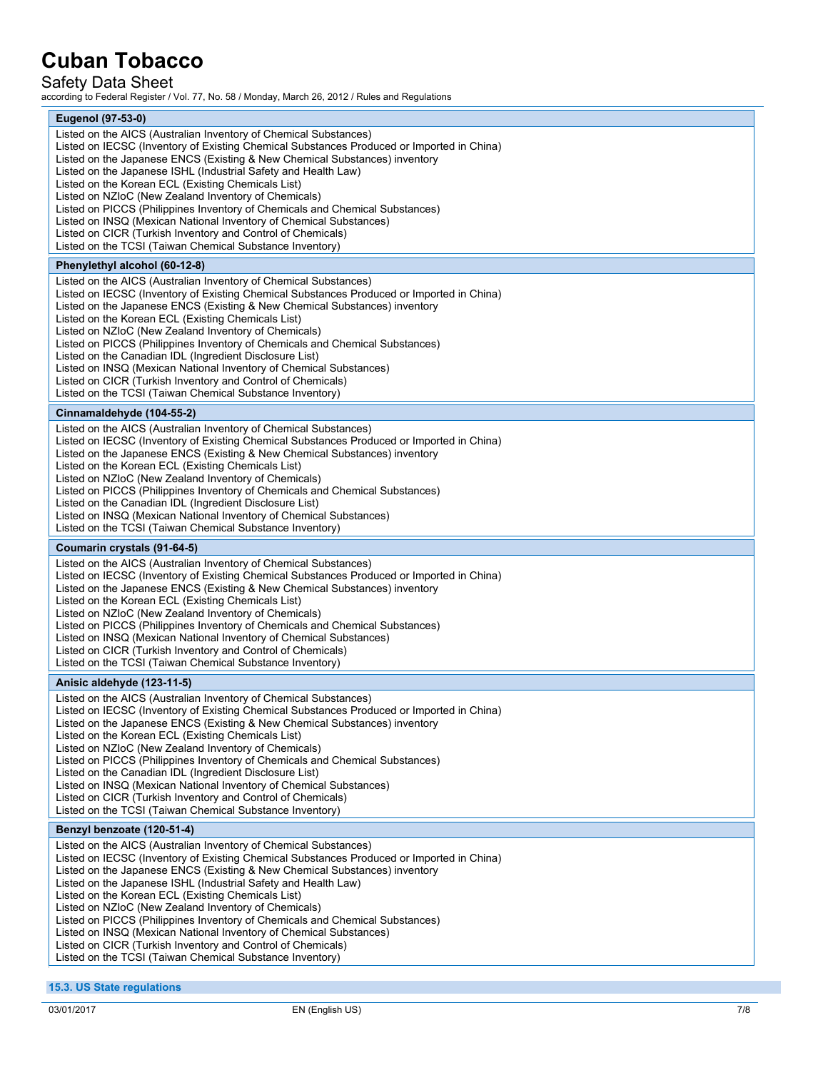| Eugenol (97-53-0) |
|---|
| Listed on the AICS (Australian Inventory of Chemical Substances)<br>Listed on IECSC (Inventory of Existing Chemical Substances Produced or Imported in China)<br>Listed on the Japanese ENCS (Existing & New Chemical Substances) inventory<br>Listed on the Japanese ISHL (Industrial Safety and Health Law)<br>Listed on the Korean ECL (Existing Chemicals List)<br>Listed on NZIoC (New Zealand Inventory of Chemicals)<br>Listed on PICCS (Philippines Inventory of Chemicals and Chemical Substances)<br>Listed on INSQ (Mexican National Inventory of Chemical Substances)<br>Listed on CICR (Turkish Inventory and Control of Chemicals)<br>Listed on the TCSI (Taiwan Chemical Substance Inventory) |

| Phenylethyl alcohol (60-12-8) |
|---|
| Listed on the AICS (Australian Inventory of Chemical Substances)<br>Listed on IECSC (Inventory of Existing Chemical Substances Produced or Imported in China)<br>Listed on the Japanese ENCS (Existing & New Chemical Substances) inventory<br>Listed on the Korean ECL (Existing Chemicals List)<br>Listed on NZIoC (New Zealand Inventory of Chemicals)<br>Listed on PICCS (Philippines Inventory of Chemicals and Chemical Substances)<br>Listed on the Canadian IDL (Ingredient Disclosure List)<br>Listed on INSQ (Mexican National Inventory of Chemical Substances)<br>Listed on CICR (Turkish Inventory and Control of Chemicals)<br>Listed on the TCSI (Taiwan Chemical Substance Inventory) |

| Cinnamaldehyde (104-55-2) |
|---|
| Listed on the AICS (Australian Inventory of Chemical Substances)<br>Listed on IECSC (Inventory of Existing Chemical Substances Produced or Imported in China)<br>Listed on the Japanese ENCS (Existing & New Chemical Substances) inventory<br>Listed on the Korean ECL (Existing Chemicals List)<br>Listed on NZIoC (New Zealand Inventory of Chemicals)<br>Listed on PICCS (Philippines Inventory of Chemicals and Chemical Substances)<br>Listed on the Canadian IDL (Ingredient Disclosure List)<br>Listed on INSQ (Mexican National Inventory of Chemical Substances)<br>Listed on the TCSI (Taiwan Chemical Substance Inventory) |

| Coumarin crystals (91-64-5) |
|---|
| Listed on the AICS (Australian Inventory of Chemical Substances)<br>Listed on IECSC (Inventory of Existing Chemical Substances Produced or Imported in China)<br>Listed on the Japanese ENCS (Existing & New Chemical Substances) inventory<br>Listed on the Korean ECL (Existing Chemicals List)<br>Listed on NZIoC (New Zealand Inventory of Chemicals)<br>Listed on PICCS (Philippines Inventory of Chemicals and Chemical Substances)<br>Listed on INSQ (Mexican National Inventory of Chemical Substances)<br>Listed on CICR (Turkish Inventory and Control of Chemicals)<br>Listed on the TCSI (Taiwan Chemical Substance Inventory) |

| Anisic aldehyde (123-11-5) |
|---|
| Listed on the AICS (Australian Inventory of Chemical Substances)<br>Listed on IECSC (Inventory of Existing Chemical Substances Produced or Imported in China)<br>Listed on the Japanese ENCS (Existing & New Chemical Substances) inventory<br>Listed on the Korean ECL (Existing Chemicals List)<br>Listed on NZIoC (New Zealand Inventory of Chemicals)<br>Listed on PICCS (Philippines Inventory of Chemicals and Chemical Substances)<br>Listed on the Canadian IDL (Ingredient Disclosure List)<br>Listed on INSQ (Mexican National Inventory of Chemical Substances)<br>Listed on CICR (Turkish Inventory and Control of Chemicals)<br>Listed on the TCSI (Taiwan Chemical Substance Inventory) |

| Benzyl benzoate (120-51-4) |
|---|
| Listed on the AICS (Australian Inventory of Chemical Substances)<br>Listed on IECSC (Inventory of Existing Chemical Substances Produced or Imported in China)<br>Listed on the Japanese ENCS (Existing & New Chemical Substances) inventory<br>Listed on the Japanese ISHL (Industrial Safety and Health Law)<br>Listed on the Korean ECL (Existing Chemicals List)<br>Listed on NZIoC (New Zealand Inventory of Chemicals)<br>Listed on PICCS (Philippines Inventory of Chemicals and Chemical Substances)<br>Listed on INSQ (Mexican National Inventory of Chemical Substances)<br>Listed on CICR (Turkish Inventory and Control of Chemicals)<br>Listed on the TCSI (Taiwan Chemical Substance Inventory) |

### 15.3. US State regulations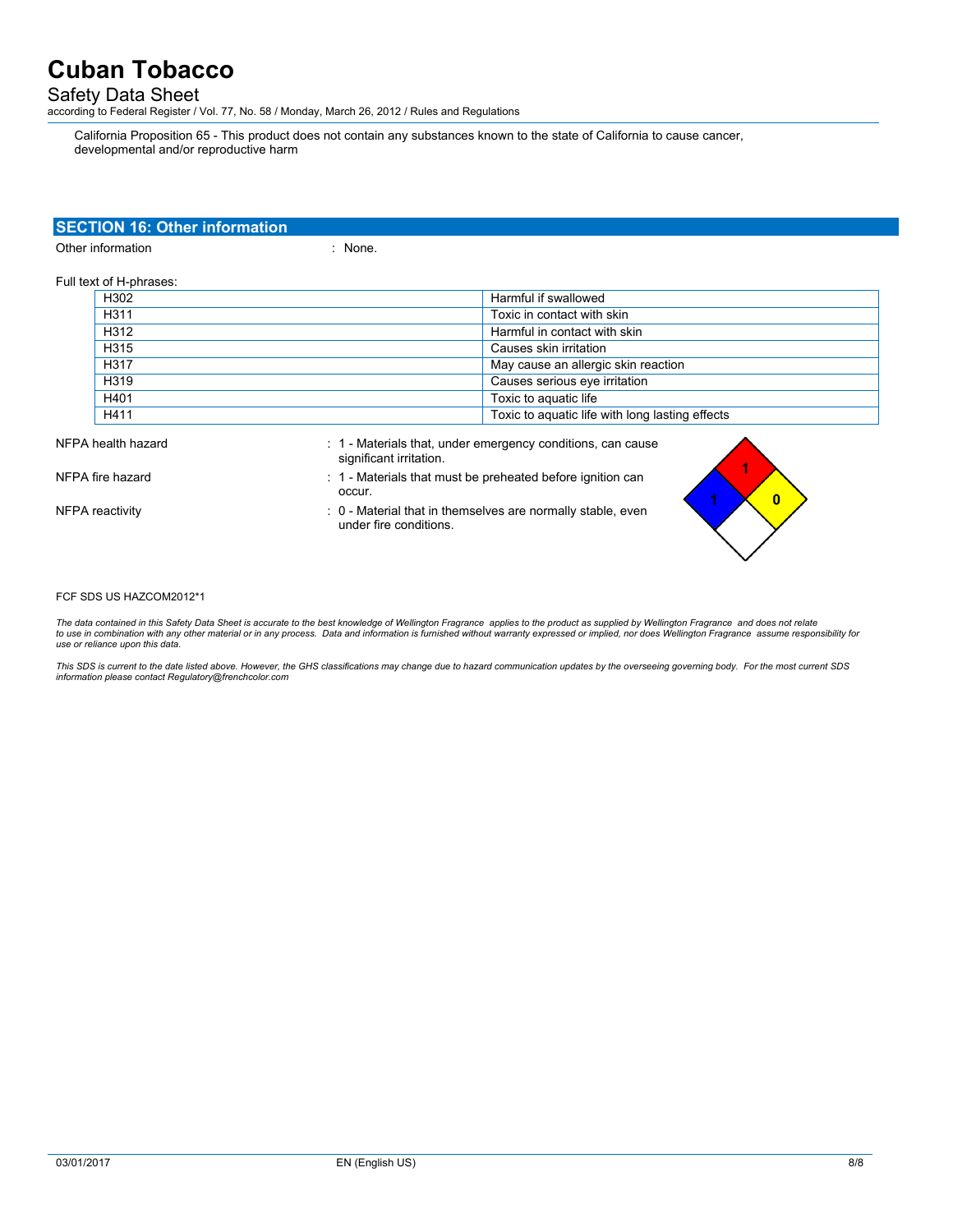California Proposition 65 - This product does not contain any substances known to the state of California to cause cancer, developmental and/or reproductive harm

## SECTION 16: Other information

Other information : None.

Full text of H-phrases:

| | |
|---|---|
| H302 | Harmful if swallowed |
| H311 | Toxic in contact with skin |
| H312 | Harmful in contact with skin |
| H315 | Causes skin irritation |
| H317 | May cause an allergic skin reaction |
| H319 | Causes serious eye irritation |
| H401 | Toxic to aquatic life |
| H411 | Toxic to aquatic life with long lasting effects |

NFPA health hazard : 1 - Materials that, under emergency conditions, can cause significant irritation.

NFPA fire hazard : 1 - Materials that must be preheated before ignition can occur.

NFPA reactivity : 0 - Material that in themselves are normally stable, even under fire conditions.

1
1
0

FCF SDS US HAZCOM2012*1

*The data contained in this Safety Data Sheet is accurate to the best knowledge of Wellington Fragrance applies to the product as supplied by Wellington Fragrance and does not relate to use in combination with any other material or in any process. Data and information is furnished without warranty expressed or implied, nor does Wellington Fragrance assume responsibility for use or reliance upon this data.*

*This SDS is current to the date listed above. However, the GHS classifications may change due to hazard communication updates by the overseeing governing body. For the most current SDS information please contact Regulatory@frenchcolor.com*